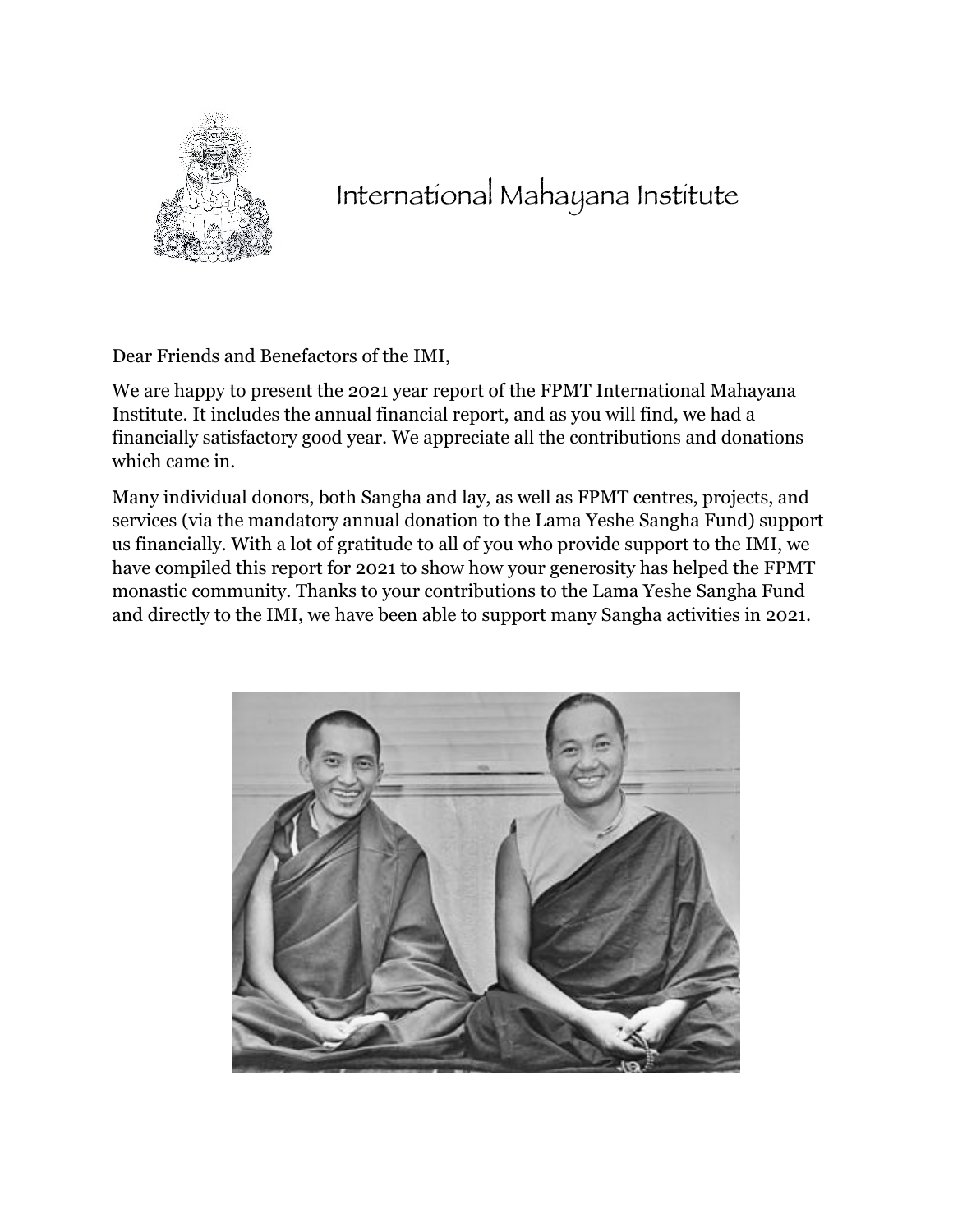# International Mahayana Institute

Dear Friends and Benefactors of the IMI,

We are happy to present the 2021 year report of the FPMT International Mahayana Institute. It includes the annual financial report, and as you will find, we had a financially satisfactory good year. We appreciate all the contributions and donations which came in.

Many individual donors, both Sangha and lay, as well as FPMT centres, projects, and services (via the mandatory annual donation to the Lama Yeshe Sangha Fund) support us financially. With a lot of gratitude to all of you who provide support to the IMI, we have compiled this report for 2021 to show how your generosity has helped the FPMT monastic community. Thanks to your contributions to the Lama Yeshe Sangha Fund and directly to the IMI, we have been able to support many Sangha activities in 2021.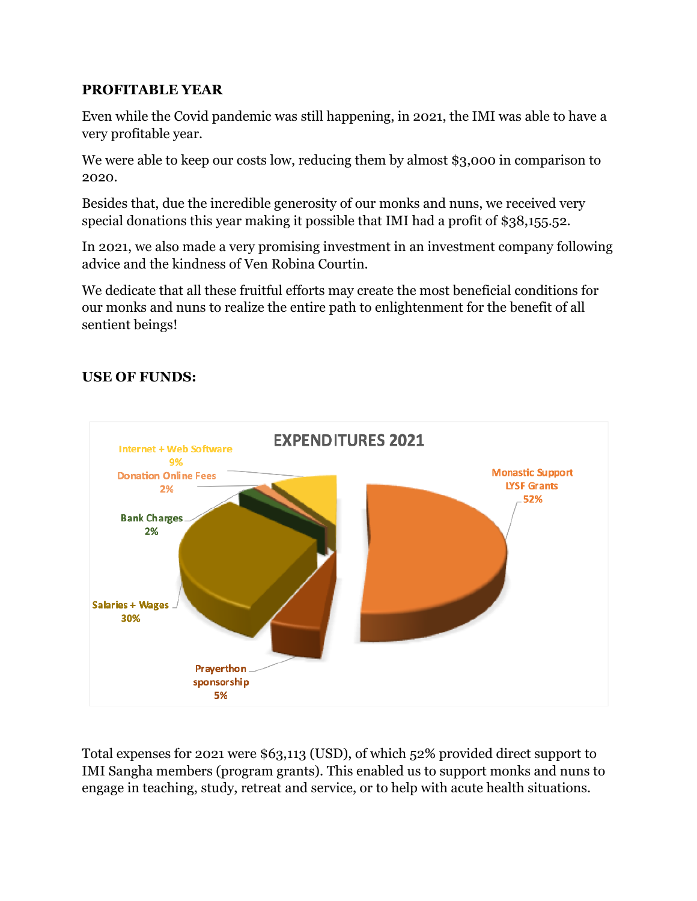**PROFITABLE YEAR**

Even while the Covid pandemic was still happening, in 2021, the IMI was able to have a very profitable year.

We were able to keep our costs low, reducing them by almost $3,000 in comparison to 2020.

Besides that, due the incredible generosity of our monks and nuns, we received very special donations this year making it possible that IMI had a profit of $38,155.52.

In 2021, we also made a very promising investment in an investment company following advice and the kindness of Ven Robina Courtin.

We dedicate that all these fruitful efforts may create the most beneficial conditions for our monks and nuns to realize the entire path to enlightenment for the benefit of all sentient beings!

**USE OF FUNDS:**

EXPENDITURES 2021

| Category | Percentage |
| --- | --- |
| Monastic Support LYSF Grants | 52% |
| Salaries + Wages | 30% |
| Internet + Web Software | 9% |
| Prayerthon sponsorship | 5% |
| Donation Online Fees | 2% |
| Bank Charges | 2% |

Total expenses for 2021 were $63,113 (USD), of which 52% provided direct support to IMI Sangha members (program grants). This enabled us to support monks and nuns to engage in teaching, study, retreat and service, or to help with acute health situations.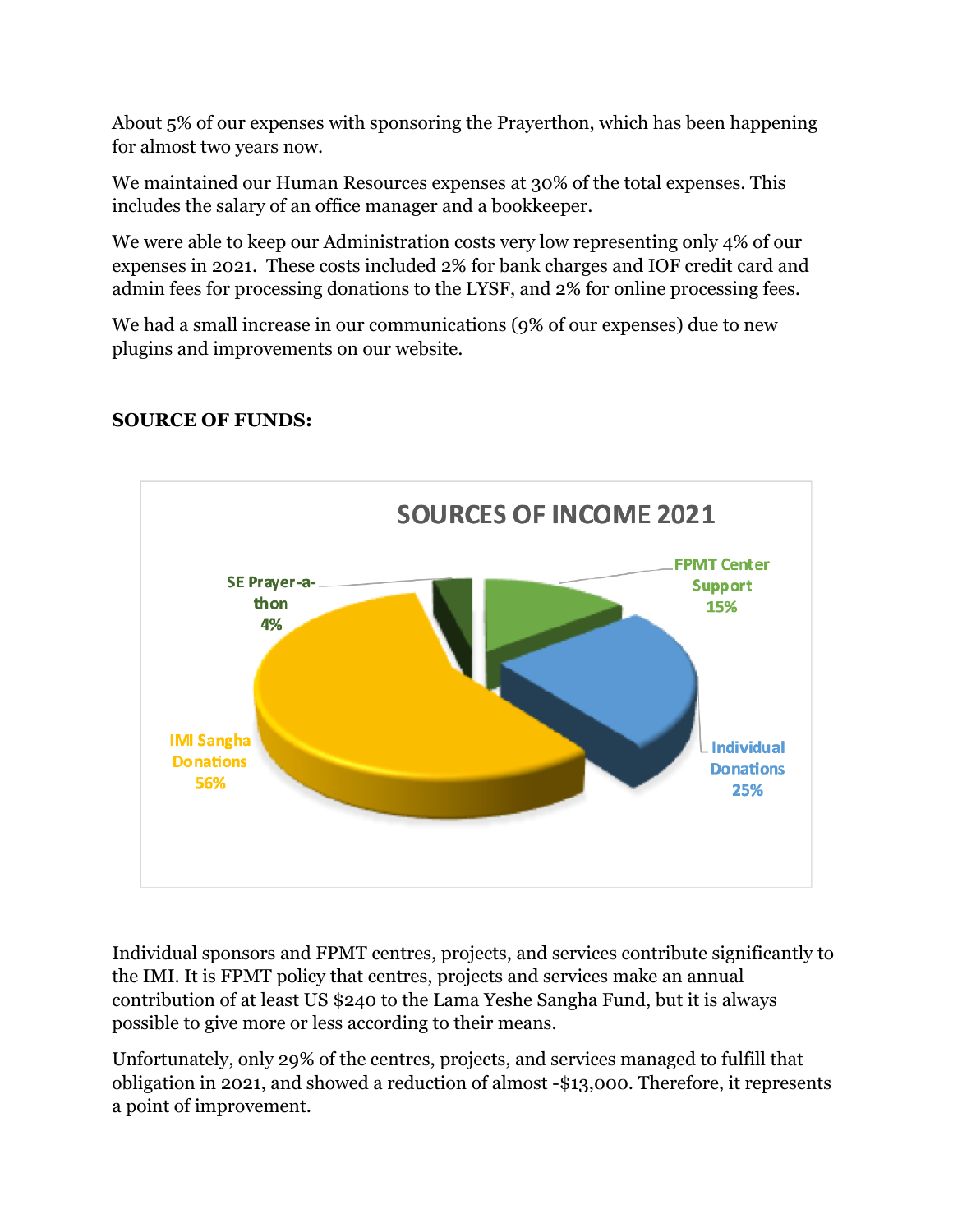About 5% of our expenses with sponsoring the Prayerthon, which has been happening for almost two years now.

We maintained our Human Resources expenses at 30% of the total expenses. This includes the salary of an office manager and a bookkeeper.

We were able to keep our Administration costs very low representing only 4% of our expenses in 2021. These costs included 2% for bank charges and IOF credit card and admin fees for processing donations to the LYSF, and 2% for online processing fees.

We had a small increase in our communications (9% of our expenses) due to new plugins and improvements on our website.

**SOURCE OF FUNDS:**

SOURCES OF INCOME 2021

| Source | Share |
| --- | --- |
| IMI Sangha Donations | 56% |
| Individual Donations | 25% |
| FPMT Center Support | 15% |
| SE Prayer-a-thon | 4% |

Individual sponsors and FPMT centres, projects, and services contribute significantly to the IMI. It is FPMT policy that centres, projects and services make an annual contribution of at least US $240 to the Lama Yeshe Sangha Fund, but it is always possible to give more or less according to their means.

Unfortunately, only 29% of the centres, projects, and services managed to fulfill that obligation in 2021, and showed a reduction of almost -$13,000. Therefore, it represents a point of improvement.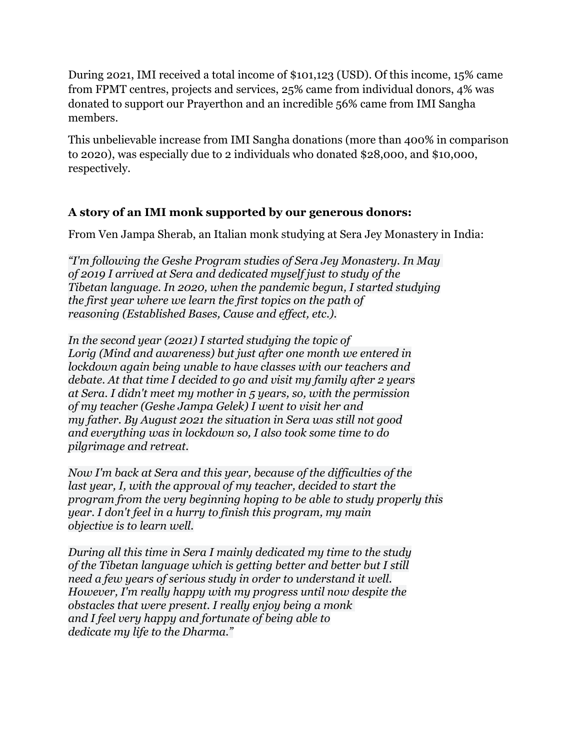During 2021, IMI received a total income of $101,123 (USD). Of this income, 15% came from FPMT centres, projects and services, 25% came from individual donors, 4% was donated to support our Prayerthon and an incredible 56% came from IMI Sangha members.

This unbelievable increase from IMI Sangha donations (more than 400% in comparison to 2020), was especially due to 2 individuals who donated $28,000, and $10,000, respectively.

**A story of an IMI monk supported by our generous donors:**

From Ven Jampa Sherab, an Italian monk studying at Sera Jey Monastery in India:

*"I'm following the Geshe Program studies of Sera Jey Monastery. In May of 2019 I arrived at Sera and dedicated myself just to study of the Tibetan language. In 2020, when the pandemic begun, I started studying the first year where we learn the first topics on the path of reasoning (Established Bases, Cause and effect, etc.).*

*In the second year (2021) I started studying the topic of Lorig (Mind and awareness) but just after one month we entered in lockdown again being unable to have classes with our teachers and debate. At that time I decided to go and visit my family after 2 years at Sera. I didn't meet my mother in 5 years, so, with the permission of my teacher (Geshe Jampa Gelek) I went to visit her and my father. By August 2021 the situation in Sera was still not good and everything was in lockdown so, I also took some time to do pilgrimage and retreat.*

*Now I'm back at Sera and this year, because of the difficulties of the last year, I, with the approval of my teacher, decided to start the program from the very beginning hoping to be able to study properly this year. I don't feel in a hurry to finish this program, my main objective is to learn well.*

*During all this time in Sera I mainly dedicated my time to the study of the Tibetan language which is getting better and better but I still need a few years of serious study in order to understand it well. However, I'm really happy with my progress until now despite the obstacles that were present. I really enjoy being a monk and I feel very happy and fortunate of being able to dedicate my life to the Dharma."*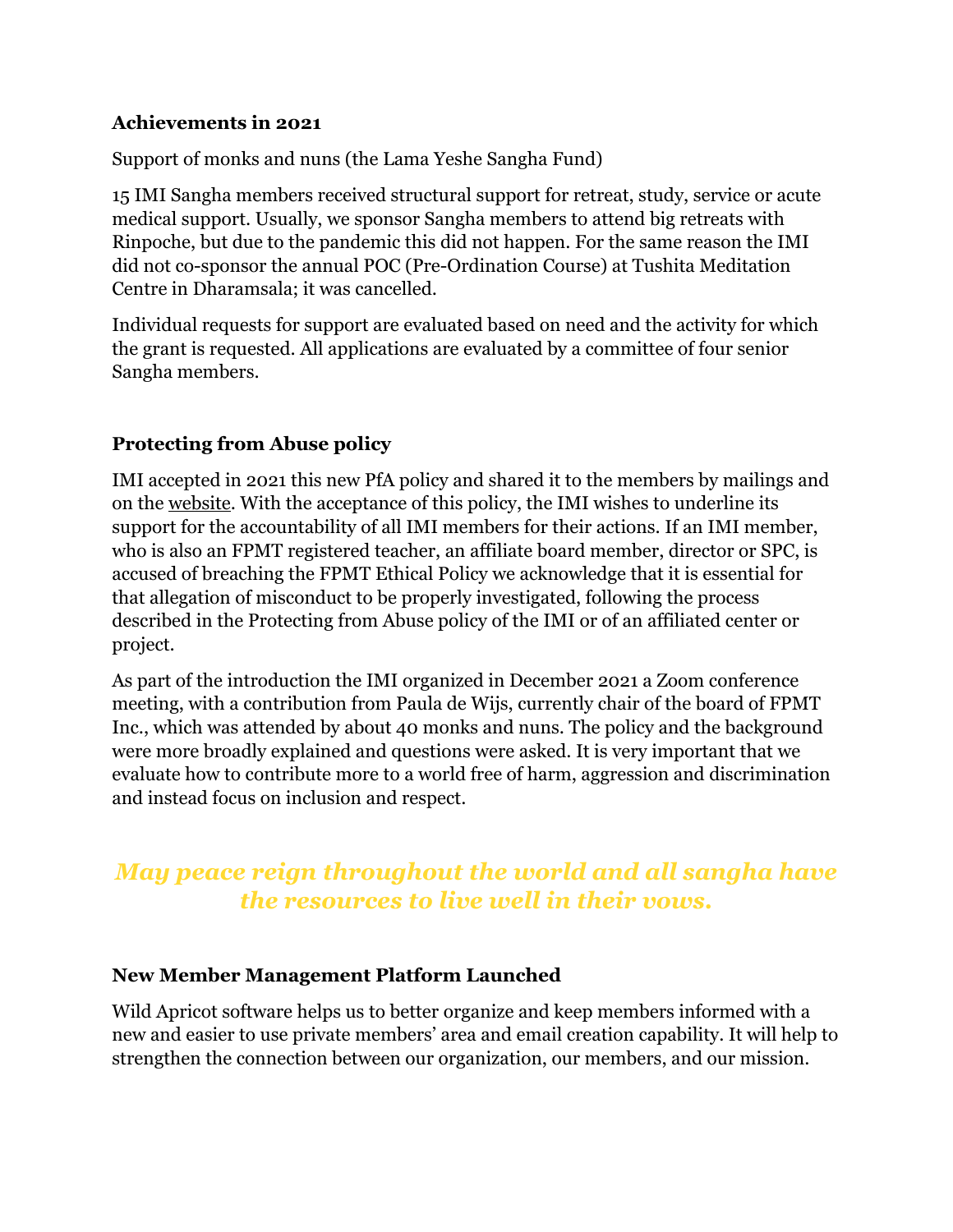**Achievements in 2021**

Support of monks and nuns (the Lama Yeshe Sangha Fund)

15 IMI Sangha members received structural support for retreat, study, service or acute medical support. Usually, we sponsor Sangha members to attend big retreats with Rinpoche, but due to the pandemic this did not happen. For the same reason the IMI did not co-sponsor the annual POC (Pre-Ordination Course) at Tushita Meditation Centre in Dharamsala; it was cancelled.

Individual requests for support are evaluated based on need and the activity for which the grant is requested. All applications are evaluated by a committee of four senior Sangha members.

**Protecting from Abuse policy**

IMI accepted in 2021 this new PfA policy and shared it to the members by mailings and on the website. With the acceptance of this policy, the IMI wishes to underline its support for the accountability of all IMI members for their actions. If an IMI member, who is also an FPMT registered teacher, an affiliate board member, director or SPC, is accused of breaching the FPMT Ethical Policy we acknowledge that it is essential for that allegation of misconduct to be properly investigated, following the process described in the Protecting from Abuse policy of the IMI or of an affiliated center or project.

As part of the introduction the IMI organized in December 2021 a Zoom conference meeting, with a contribution from Paula de Wijs, currently chair of the board of FPMT Inc., which was attended by about 40 monks and nuns. The policy and the background were more broadly explained and questions were asked. It is very important that we evaluate how to contribute more to a world free of harm, aggression and discrimination and instead focus on inclusion and respect.

***May peace reign throughout the world and all sangha have the resources to live well in their vows.***

**New Member Management Platform Launched**

Wild Apricot software helps us to better organize and keep members informed with a new and easier to use private members' area and email creation capability. It will help to strengthen the connection between our organization, our members, and our mission.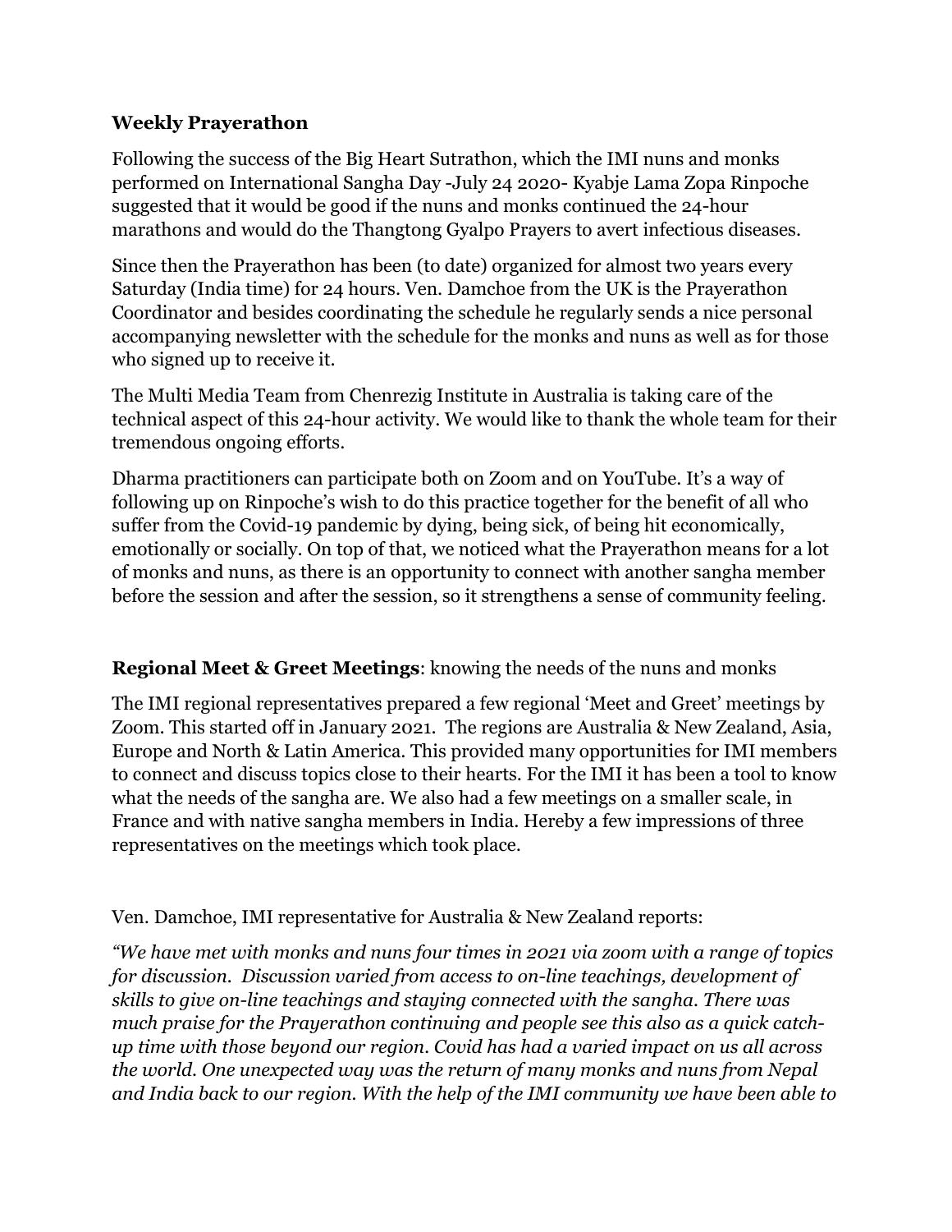**Weekly Prayerathon**

Following the success of the Big Heart Sutrathon, which the IMI nuns and monks performed on International Sangha Day -July 24 2020- Kyabje Lama Zopa Rinpoche suggested that it would be good if the nuns and monks continued the 24-hour marathons and would do the Thangtong Gyalpo Prayers to avert infectious diseases.

Since then the Prayerathon has been (to date) organized for almost two years every Saturday (India time) for 24 hours. Ven. Damchoe from the UK is the Prayerathon Coordinator and besides coordinating the schedule he regularly sends a nice personal accompanying newsletter with the schedule for the monks and nuns as well as for those who signed up to receive it.

The Multi Media Team from Chenrezig Institute in Australia is taking care of the technical aspect of this 24-hour activity. We would like to thank the whole team for their tremendous ongoing efforts.

Dharma practitioners can participate both on Zoom and on YouTube. It's a way of following up on Rinpoche's wish to do this practice together for the benefit of all who suffer from the Covid-19 pandemic by dying, being sick, of being hit economically, emotionally or socially. On top of that, we noticed what the Prayerathon means for a lot of monks and nuns, as there is an opportunity to connect with another sangha member before the session and after the session, so it strengthens a sense of community feeling.

**Regional Meet & Greet Meetings**: knowing the needs of the nuns and monks

The IMI regional representatives prepared a few regional 'Meet and Greet' meetings by Zoom. This started off in January 2021. The regions are Australia & New Zealand, Asia, Europe and North & Latin America. This provided many opportunities for IMI members to connect and discuss topics close to their hearts. For the IMI it has been a tool to know what the needs of the sangha are. We also had a few meetings on a smaller scale, in France and with native sangha members in India. Hereby a few impressions of three representatives on the meetings which took place.

Ven. Damchoe, IMI representative for Australia & New Zealand reports:

*"We have met with monks and nuns four times in 2021 via zoom with a range of topics for discussion. Discussion varied from access to on-line teachings, development of skills to give on-line teachings and staying connected with the sangha. There was much praise for the Prayerathon continuing and people see this also as a quick catch-up time with those beyond our region. Covid has had a varied impact on us all across the world. One unexpected way was the return of many monks and nuns from Nepal and India back to our region. With the help of the IMI community we have been able to*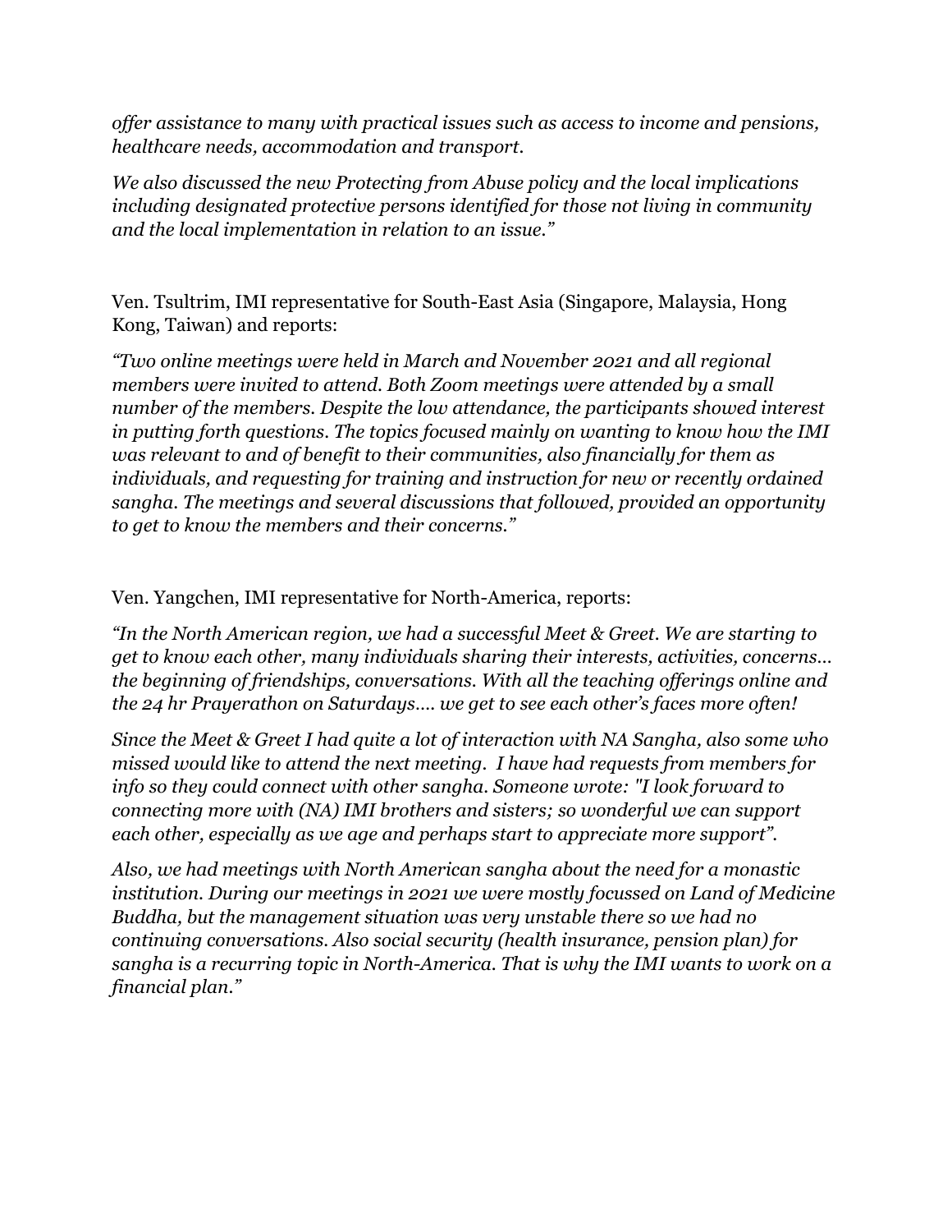*offer assistance to many with practical issues such as access to income and pensions, healthcare needs, accommodation and transport.*

*We also discussed the new Protecting from Abuse policy and the local implications including designated protective persons identified for those not living in community and the local implementation in relation to an issue."*

Ven. Tsultrim, IMI representative for South-East Asia (Singapore, Malaysia, Hong Kong, Taiwan) and reports:

*"Two online meetings were held in March and November 2021 and all regional members were invited to attend. Both Zoom meetings were attended by a small number of the members. Despite the low attendance, the participants showed interest in putting forth questions. The topics focused mainly on wanting to know how the IMI was relevant to and of benefit to their communities, also financially for them as individuals, and requesting for training and instruction for new or recently ordained sangha. The meetings and several discussions that followed, provided an opportunity to get to know the members and their concerns."*

Ven. Yangchen, IMI representative for North-America, reports:

*"In the North American region, we had a successful Meet & Greet. We are starting to get to know each other, many individuals sharing their interests, activities, concerns… the beginning of friendships, conversations. With all the teaching offerings online and the 24 hr Prayerathon on Saturdays…. we get to see each other's faces more often!*

*Since the Meet & Greet I had quite a lot of interaction with NA Sangha, also some who missed would like to attend the next meeting. I have had requests from members for info so they could connect with other sangha. Someone wrote: "I look forward to connecting more with (NA) IMI brothers and sisters; so wonderful we can support each other, especially as we age and perhaps start to appreciate more support".*

*Also, we had meetings with North American sangha about the need for a monastic institution. During our meetings in 2021 we were mostly focussed on Land of Medicine Buddha, but the management situation was very unstable there so we had no continuing conversations. Also social security (health insurance, pension plan) for sangha is a recurring topic in North-America. That is why the IMI wants to work on a financial plan."*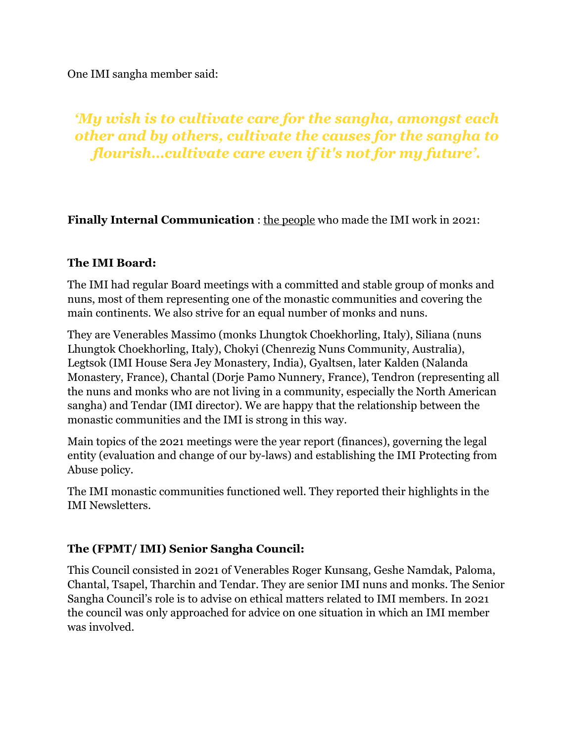One IMI sangha member said:

> ***'My wish is to cultivate care for the sangha, amongst each other and by others, cultivate the causes for the sangha to flourish…cultivate care even if it's not for my future'.***

**Finally Internal Communication** : <u>the people</u> who made the IMI work in 2021:

**The IMI Board:**

The IMI had regular Board meetings with a committed and stable group of monks and nuns, most of them representing one of the monastic communities and covering the main continents. We also strive for an equal number of monks and nuns.

They are Venerables Massimo (monks Lhungtok Choekhorling, Italy), Siliana (nuns Lhungtok Choekhorling, Italy), Chokyi (Chenrezig Nuns Community, Australia), Legtsok (IMI House Sera Jey Monastery, India), Gyaltsen, later Kalden (Nalanda Monastery, France), Chantal (Dorje Pamo Nunnery, France), Tendron (representing all the nuns and monks who are not living in a community, especially the North American sangha) and Tendar (IMI director). We are happy that the relationship between the monastic communities and the IMI is strong in this way.

Main topics of the 2021 meetings were the year report (finances), governing the legal entity (evaluation and change of our by-laws) and establishing the IMI Protecting from Abuse policy.

The IMI monastic communities functioned well. They reported their highlights in the IMI Newsletters.

**The (FPMT/ IMI) Senior Sangha Council:**

This Council consisted in 2021 of Venerables Roger Kunsang, Geshe Namdak, Paloma, Chantal, Tsapel, Tharchin and Tendar. They are senior IMI nuns and monks. The Senior Sangha Council's role is to advise on ethical matters related to IMI members. In 2021 the council was only approached for advice on one situation in which an IMI member was involved.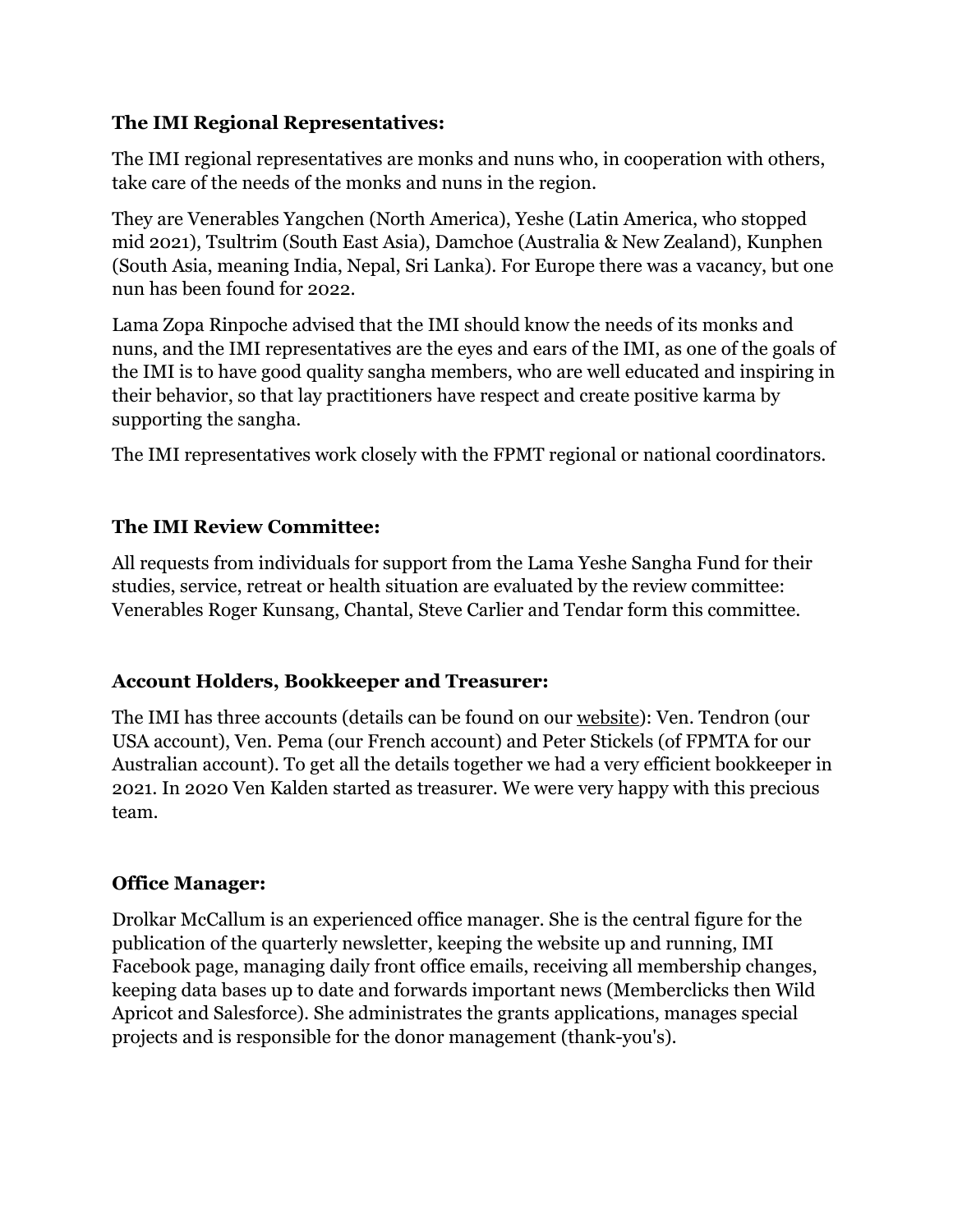**The IMI Regional Representatives:**

The IMI regional representatives are monks and nuns who, in cooperation with others, take care of the needs of the monks and nuns in the region.

They are Venerables Yangchen (North America), Yeshe (Latin America, who stopped mid 2021), Tsultrim (South East Asia), Damchoe (Australia & New Zealand), Kunphen (South Asia, meaning India, Nepal, Sri Lanka). For Europe there was a vacancy, but one nun has been found for 2022.

Lama Zopa Rinpoche advised that the IMI should know the needs of its monks and nuns, and the IMI representatives are the eyes and ears of the IMI, as one of the goals of the IMI is to have good quality sangha members, who are well educated and inspiring in their behavior, so that lay practitioners have respect and create positive karma by supporting the sangha.

The IMI representatives work closely with the FPMT regional or national coordinators.

**The IMI Review Committee:**

All requests from individuals for support from the Lama Yeshe Sangha Fund for their studies, service, retreat or health situation are evaluated by the review committee: Venerables Roger Kunsang, Chantal, Steve Carlier and Tendar form this committee.

**Account Holders, Bookkeeper and Treasurer:**

The IMI has three accounts (details can be found on our website): Ven. Tendron (our USA account), Ven. Pema (our French account) and Peter Stickels (of FPMTA for our Australian account). To get all the details together we had a very efficient bookkeeper in 2021. In 2020 Ven Kalden started as treasurer. We were very happy with this precious team.

**Office Manager:**

Drolkar McCallum is an experienced office manager. She is the central figure for the publication of the quarterly newsletter, keeping the website up and running, IMI Facebook page, managing daily front office emails, receiving all membership changes, keeping data bases up to date and forwards important news (Memberclicks then Wild Apricot and Salesforce). She administrates the grants applications, manages special projects and is responsible for the donor management (thank-you's).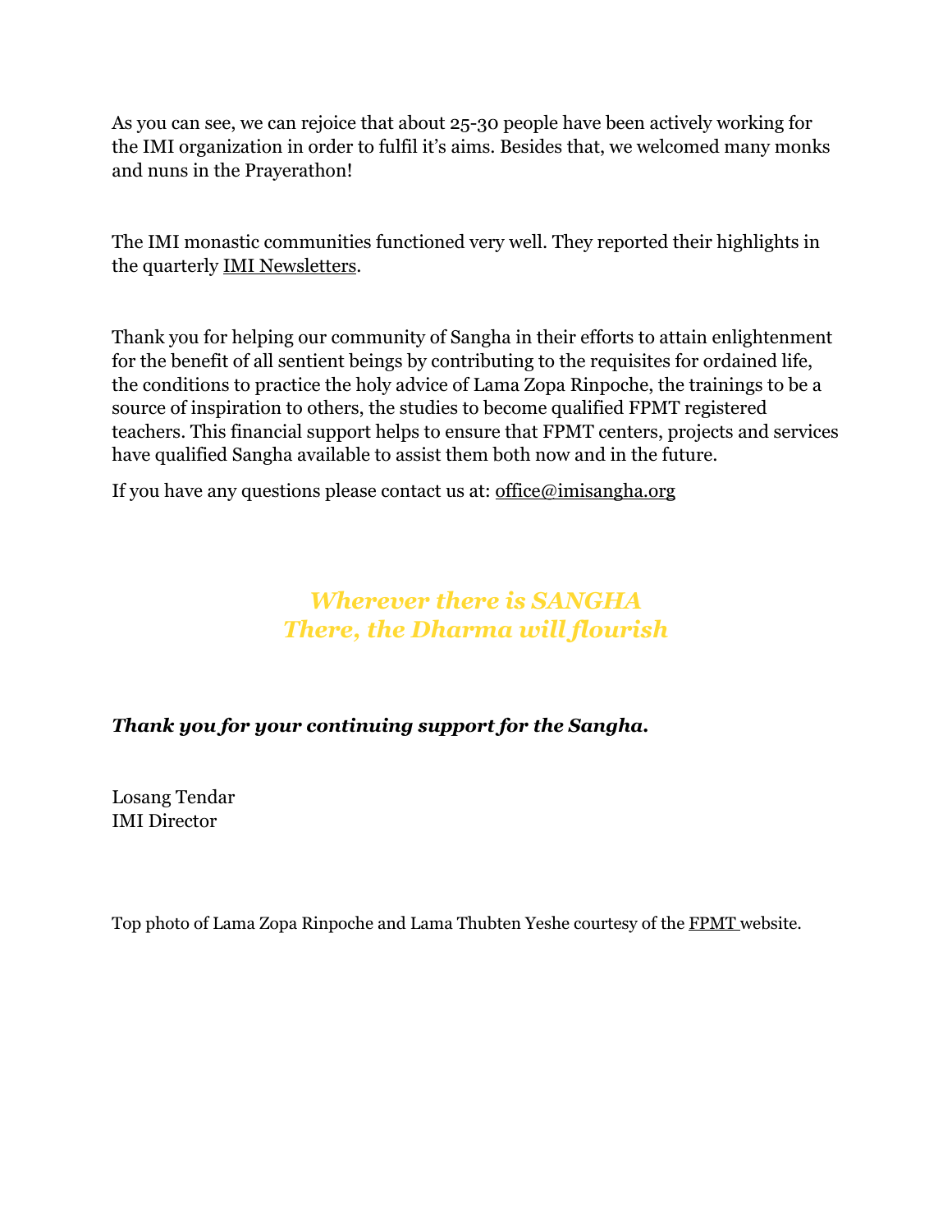As you can see, we can rejoice that about 25-30 people have been actively working for the IMI organization in order to fulfil it's aims. Besides that, we welcomed many monks and nuns in the Prayerathon!

The IMI monastic communities functioned very well. They reported their highlights in the quarterly IMI Newsletters.

Thank you for helping our community of Sangha in their efforts to attain enlightenment for the benefit of all sentient beings by contributing to the requisites for ordained life, the conditions to practice the holy advice of Lama Zopa Rinpoche, the trainings to be a source of inspiration to others, the studies to become qualified FPMT registered teachers. This financial support helps to ensure that FPMT centers, projects and services have qualified Sangha available to assist them both now and in the future.

If you have any questions please contact us at: office@imisangha.org

***Wherever there is SANGHA***
***There, the Dharma will flourish***

***Thank you for your continuing support for the Sangha.***

Losang Tendar
IMI Director

Top photo of Lama Zopa Rinpoche and Lama Thubten Yeshe courtesy of the FPMT website.